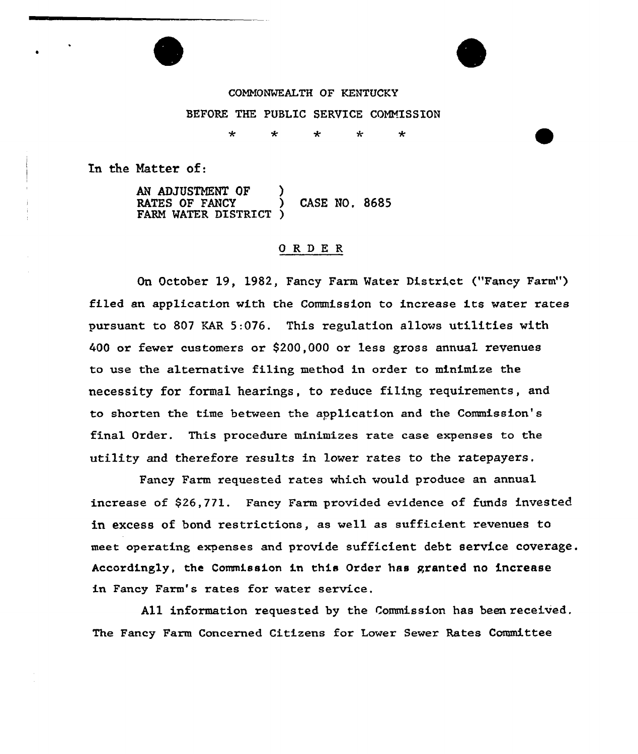COMMONWEALTH OF KENTUCKY

BEFORE THE PUBLIC SERVICE COMMISSION

\* \* \* \* \*

In the Matter of:

AN ADJUSTMENT OF RATES OF FANCY FARM WATER DISTRICT ) CASE NO. 8685

## O R D E R

On October 19, 1982, Fancy Farm Water District ("Fancy Farm") filed an application with the Commission to increase its water rates pursuant to 807 KAR 5:076. This regulation allows utilities with 400 or fewer customers or $200,000 or less gross annual revenues to use the alternative filing method in order to minimize the necessity for formal hearings, to reduce filing requirements, and to shorten the time between the application and the Commission's final Order. This procedure minimizes rate case expenses to the utility and therefore results in lower rates to the ratepayers.

Fancy Farm requested rates which would produce an annual increase of $26,771. Fancy Farm provided evidence of funds invested in excess of bond restrictions, as well as sufficient revenues to meet operating expenses and provide sufficient debt service coverage. Accordingly, the Commission in this Order has granted no increase in Fancy Farm's rates for water service.

All information requested by the Commission has been received. The Fancy Farm Concerned Citizens for Lower Sewer Rates Committee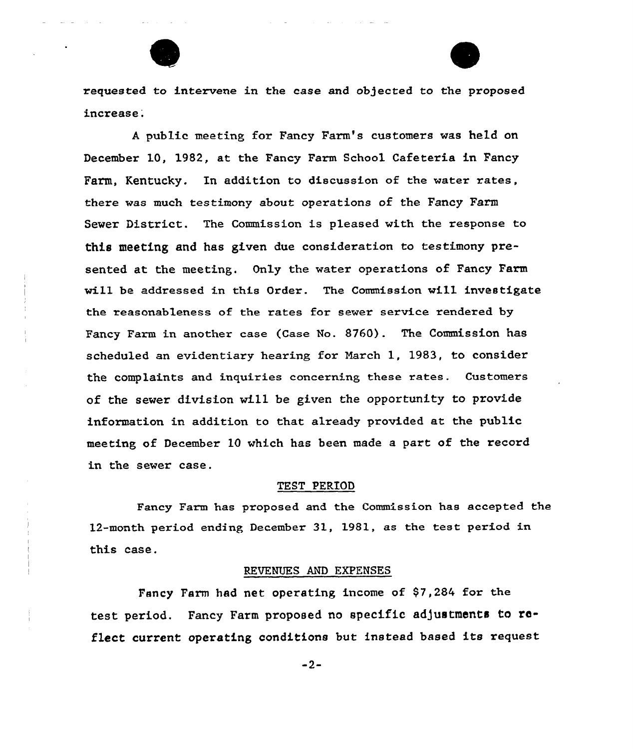requested to intervene in the case and objected to the proposed increase.

A public meeting for Fancy Farm's customers was held on December 10, 1982, at the Fancy Farm School Cafeteria in Fancy Farm, Kentucky. In addition to discussion of the water rates, there was much testimony about operations of the Fancy Farm Sewer District. The Commission is pleased with the response to this meeting and has given due consideration to testimony presented at the meeting. Only the water operations of Fancy Farm will be addressed in this Order. The Commission will investigate the reasonableness of the rates for sewer service rendered by Fancy Farm in another case (Case No. 8760). The Commission has scheduled an evidentiary hearing for March 1, 1983, to consider the complaints and inquiries concerning these rates. Customers of the sewer division will be given the opportunity to provide information in addition to that already provided at the public meeting of December 10 which has been made a part of the record in the sewer case.

## TEST PERIOD

Fancy Farm has proposed and the Commission has accepted the 12-month period ending December 31, 1981, as the test period in this case.

## REVENUES AND EXPENSES

Fancy Farm had net operating income of $7,284 for the test period. Fancy Farm proposed no specific adjustments to reflect current operating conditions but instead based its request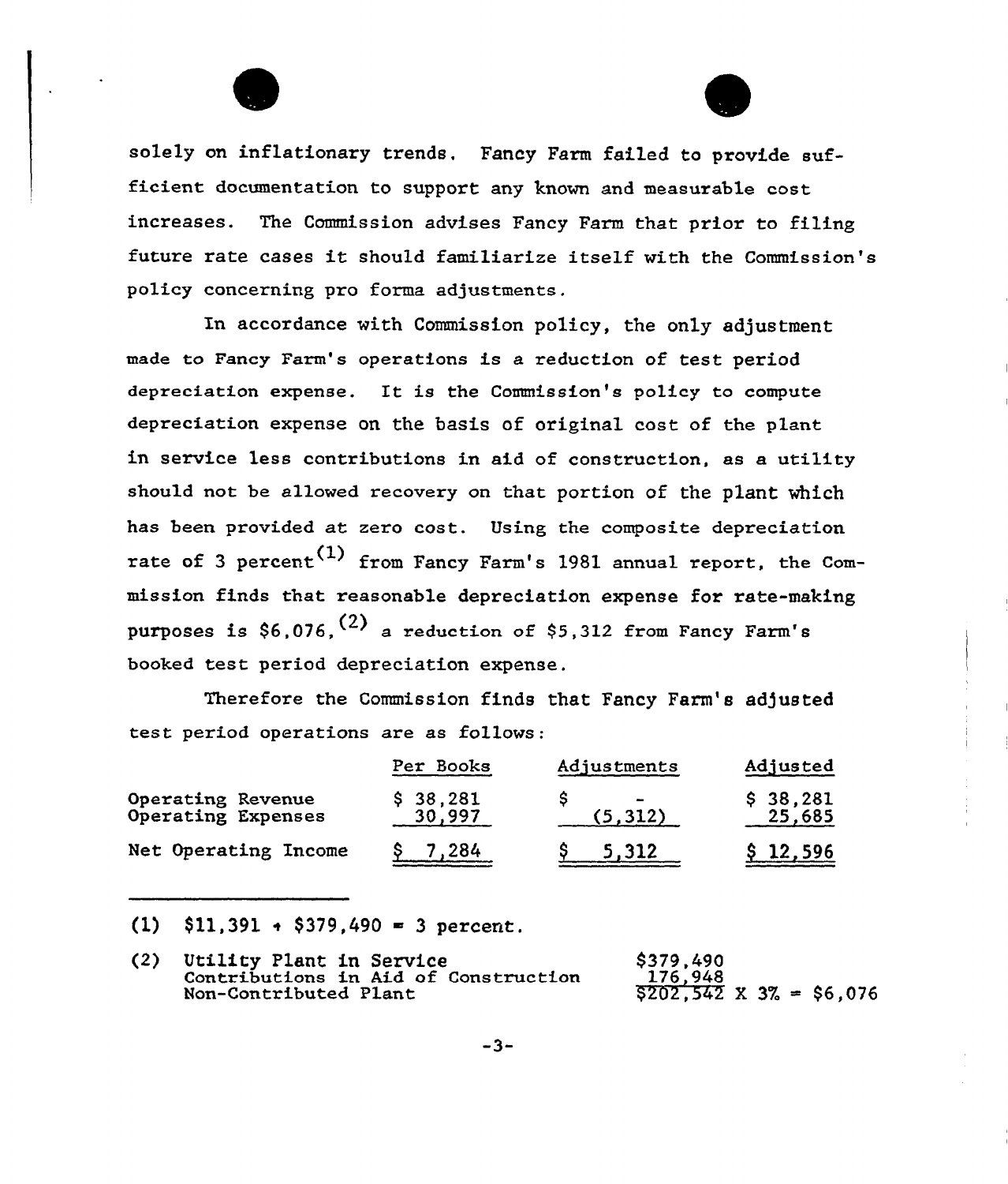solely on inflationary trends. Fancy Farm failed to provide sufficient documentation to support any known and measurable cost increases. The Commission advises Fancy Farm that prior to filing future rate cases it should familiarize itself with the Commission's policy concerning pro forma adjustments.

In accordance with Commission policy, the only adjustment made to Fancy Farm's operations is a reduction of test period depreciation expense. It is the Commission's policy to compute depreciation expense on the basis of original cost of the plant in service less contributions in aid of construction, as a utility should not be allowed recovery on that portion of the plant which has been provided at zero cost. Using the composite depreciation rate of 3 percent[(1)] from Fancy Farm's 1981 annual report, the Commission finds that reasonable depreciation expense for rate-making purposes is $6,076,[(2)] a reduction of $5,312 from Fancy Farm's booked test period depreciation expense.

Therefore the Commission finds that Fancy Farm's adjusted test period operations are as follows:

| | Per Books | Adjustments | Adjusted |
|---|---|---|---|
| Operating Revenue | $ 38,281 | $ - | $ 38,281 |
| Operating Expenses | 30,997 | (5,312) | 25,685 |
| Net Operating Income | $ 7,284 | $ 5,312 | $ 12,596 |

---

(1) $11,391 ÷ $379,490 = 3 percent.

(2)

| | | |
|---|---|---|
| Utility Plant in Service | $379,490 | |
| Contributions in Aid of Construction | 176,948 | |
| Non-Contributed Plant | $202,542 | X 3% = $6,076 |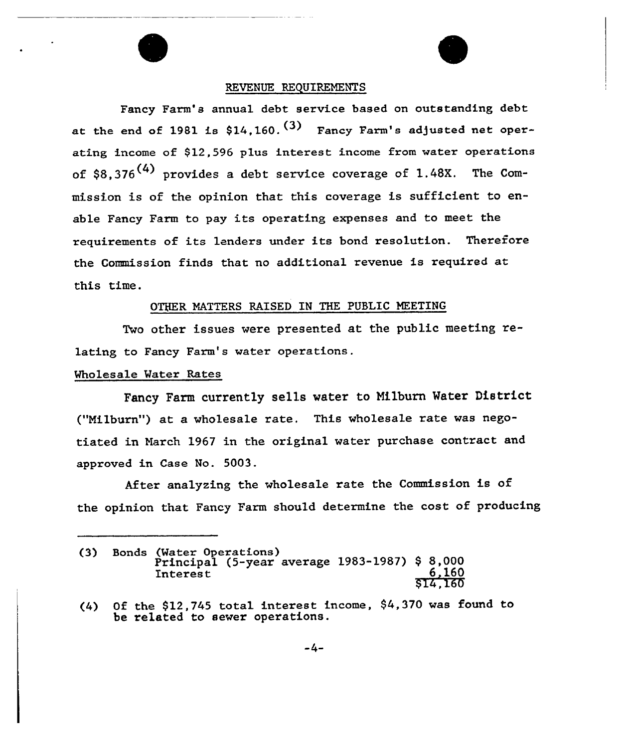## REVENUE REQUIREMENTS

Fancy Farm's annual debt service based on outstanding debt at the end of 1981 is \$14,160.[(3)] Fancy Farm's adjusted net operating income of \$12,596 plus interest income from water operations of \$8,376[(4)] provides a debt service coverage of 1.48X. The Commission is of the opinion that this coverage is sufficient to enable Fancy Farm to pay its operating expenses and to meet the requirements of its lenders under its bond resolution. Therefore the Commission finds that no additional revenue is required at this time.

## OTHER MATTERS RAISED IN THE PUBLIC MEETING

Two other issues were presented at the public meeting relating to Fancy Farm's water operations.

### Wholesale Water Rates

Fancy Farm currently sells water to Milburn Water District ("Milburn") at a wholesale rate. This wholesale rate was negotiated in March 1967 in the original water purchase contract and approved in Case No. 5003.

After analyzing the wholesale rate the Commission is of the opinion that Fancy Farm should determine the cost of producing

---

(3) Bonds (Water Operations)

| | |
|---|---|
| Principal (5-year average 1983-1987) | \$ 8,000 |
| Interest | 6,160 |
| | \$14,160 |

(4) Of the \$12,745 total interest income, \$4,370 was found to be related to sewer operations.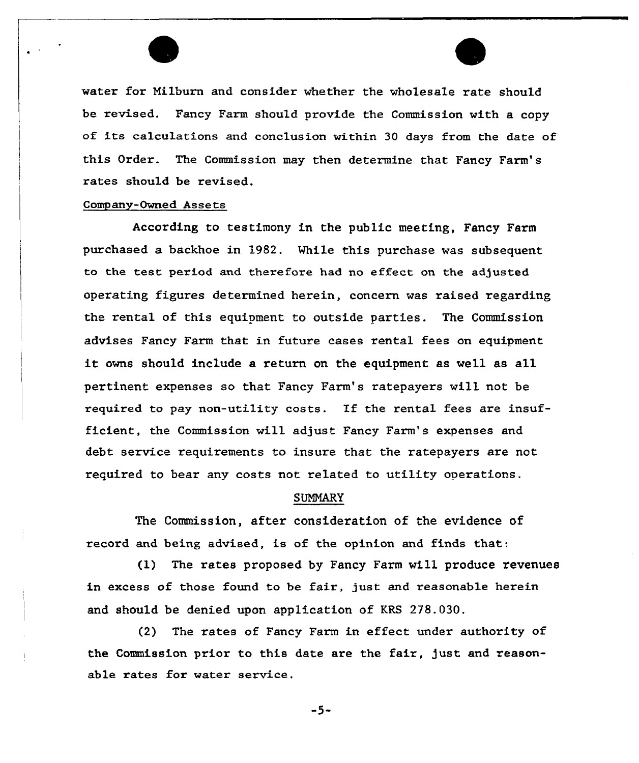water for Milburn and consider whether the wholesale rate should be revised. Fancy Farm should provide the Commission with a copy of its calculations and conclusion within 30 days from the date of this Order. The Commission may then determine that Fancy Farm's rates should be revised.

Company-Owned Assets

According to testimony in the public meeting, Fancy Farm purchased a backhoe in 1982. While this purchase was subsequent to the test period and therefore had no effect on the adjusted operating figures determined herein, concern was raised regarding the rental of this equipment to outside parties. The Commission advises Fancy Farm that in future cases rental fees on equipment it owns should include a return on the equipment as well as all pertinent expenses so that Fancy Farm's ratepayers will not be required to pay non-utility costs. If the rental fees are insufficient, the Commission will adjust Fancy Farm's expenses and debt service requirements to insure that the ratepayers are not required to bear any costs not related to utility operations.

## SUMMARY

The Commission, after consideration of the evidence of record and being advised, is of the opinion and finds that:

(1) The rates proposed by Fancy Farm will produce revenues in excess of those found to be fair, just and reasonable herein and should be denied upon application of KRS 278.030.

(2) The rates of Fancy Farm in effect under authority of the Commission prior to this date are the fair, just and reasonable rates for water service.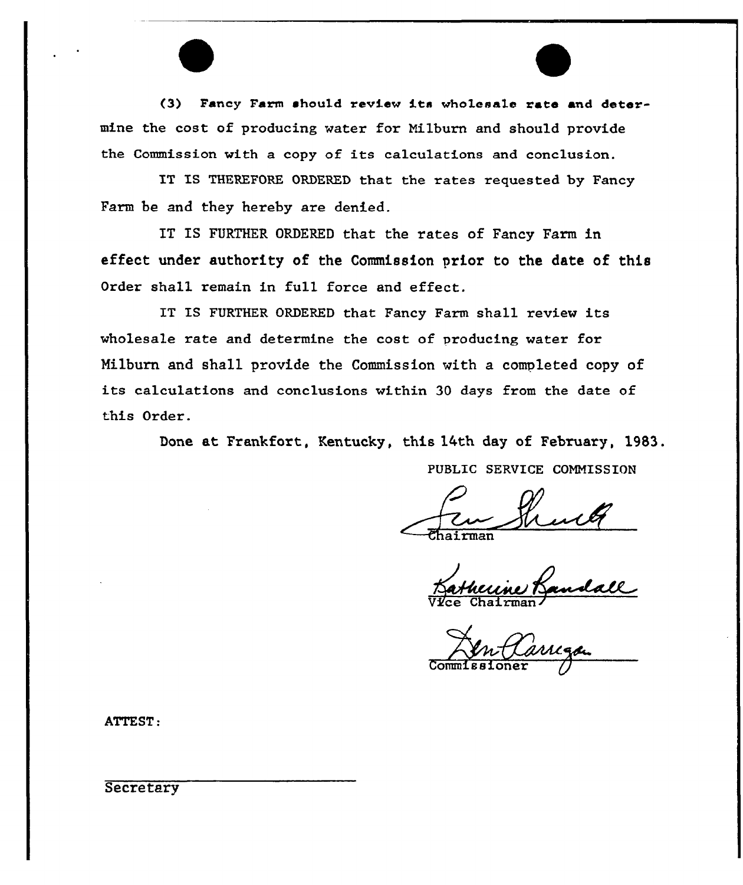(3) Fancy Farm should review its wholesale rate and determine the cost of producing water for Milburn and should provide the Commission with a copy of its calculations and conclusion.

IT IS THEREFORE ORDERED that the rates requested by Fancy Farm be and they hereby are denied.

IT IS FURTHER ORDERED that the rates of Fancy Farm in effect under authority of the Commission prior to the date of this Order shall remain in full force and effect.

IT IS FURTHER ORDERED that Fancy Farm shall review its wholesale rate and determine the cost of producing water for Milburn and shall provide the Commission with a completed copy of its calculations and conclusions within 30 days from the date of this Order.

Done at Frankfort, Kentucky, this 14th day of February, 1983.

PUBLIC SERVICE COMMISSION

Chairman

Vice Chairman

Commissioner

ATTEST:

Secretary